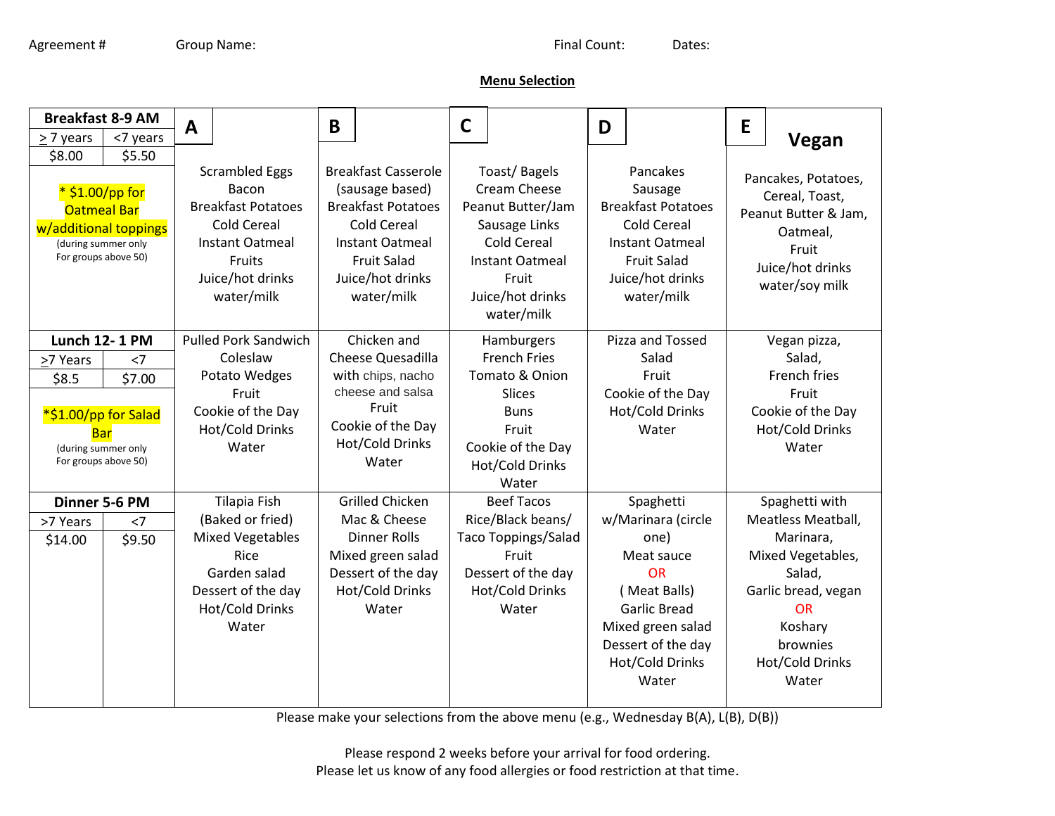Agreement # Group Name: Final Count: Dates:

**Menu Selection**

| Breakfast 8-9 AM | | A | B | C | D | E Vegan |
|---|---|---|---|---|---|---|
| ≥ 7 years | <7 years | Scrambled Eggs<br>Bacon<br>Breakfast Potatoes<br>Cold Cereal<br>Instant Oatmeal<br>Fruits<br>Juice/hot drinks<br>water/milk | Breakfast Casserole (sausage based)<br>Breakfast Potatoes<br>Cold Cereal<br>Instant Oatmeal<br>Fruit Salad<br>Juice/hot drinks<br>water/milk | Toast/ Bagels<br>Cream Cheese<br>Peanut Butter/Jam<br>Sausage Links<br>Cold Cereal<br>Instant Oatmeal<br>Fruit<br>Juice/hot drinks<br>water/milk | Pancakes<br>Sausage<br>Breakfast Potatoes<br>Cold Cereal<br>Instant Oatmeal<br>Fruit Salad<br>Juice/hot drinks<br>water/milk | Pancakes, Potatoes,<br>Cereal, Toast,<br>Peanut Butter & Jam,<br>Oatmeal,<br>Fruit<br>Juice/hot drinks<br>water/soy milk |
| $8.00 | $5.50 | | | | | |
| * $1.00/pp for Oatmeal Bar w/additional toppings (during summer only For groups above 50) | | | | | | |
| **Lunch 12- 1 PM** | | Pulled Pork Sandwich<br>Coleslaw<br>Potato Wedges<br>Fruit<br>Cookie of the Day<br>Hot/Cold Drinks<br>Water | Chicken and Cheese Quesadilla with chips, nacho cheese and salsa<br>Fruit<br>Cookie of the Day<br>Hot/Cold Drinks<br>Water | Hamburgers<br>French Fries<br>Tomato & Onion Slices<br>Buns<br>Fruit<br>Cookie of the Day<br>Hot/Cold Drinks<br>Water | Pizza and Tossed Salad<br>Fruit<br>Cookie of the Day<br>Hot/Cold Drinks<br>Water | Vegan pizza,<br>Salad,<br>French fries<br>Fruit<br>Cookie of the Day<br>Hot/Cold Drinks<br>Water |
| ≥7 Years | <7 | | | | | |
| $8.5 | $7.00 | | | | | |
| *$1.00/pp for Salad Bar (during summer only For groups above 50) | | | | | | |
| **Dinner 5-6 PM** | | Tilapia Fish (Baked or fried)<br>Mixed Vegetables<br>Rice<br>Garden salad<br>Dessert of the day<br>Hot/Cold Drinks<br>Water | Grilled Chicken<br>Mac & Cheese<br>Dinner Rolls<br>Mixed green salad<br>Dessert of the day<br>Hot/Cold Drinks<br>Water | Beef Tacos<br>Rice/Black beans/<br>Taco Toppings/Salad<br>Fruit<br>Dessert of the day<br>Hot/Cold Drinks<br>Water | Spaghetti w/Marinara (circle one)<br>Meat sauce<br>OR<br>( Meat Balls)<br>Garlic Bread<br>Mixed green salad<br>Dessert of the day<br>Hot/Cold Drinks<br>Water | Spaghetti with Meatless Meatball,<br>Marinara,<br>Mixed Vegetables,<br>Salad,<br>Garlic bread, vegan<br>OR<br>Koshary<br>brownies<br>Hot/Cold Drinks<br>Water |
| >7 Years | <7 | | | | | |
| $14.00 | $9.50 | | | | | |

Please make your selections from the above menu (e.g., Wednesday B(A), L(B), D(B))

Please respond 2 weeks before your arrival for food ordering.
Please let us know of any food allergies or food restriction at that time.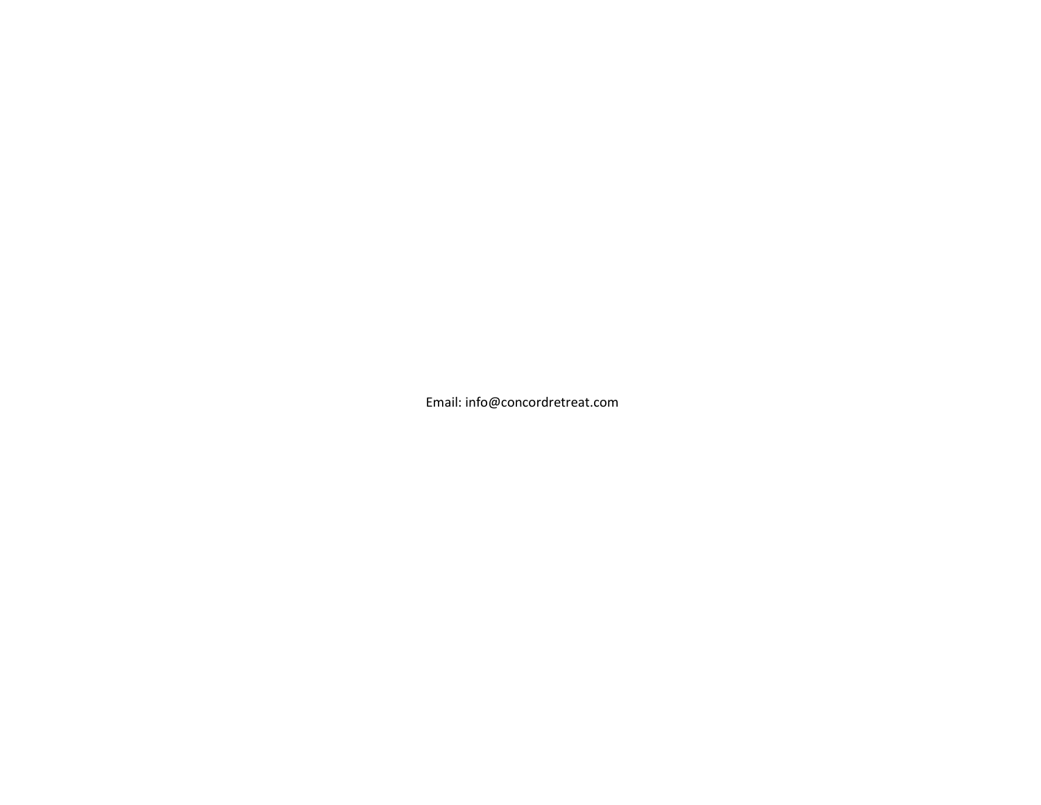Email: info@concordretreat.com